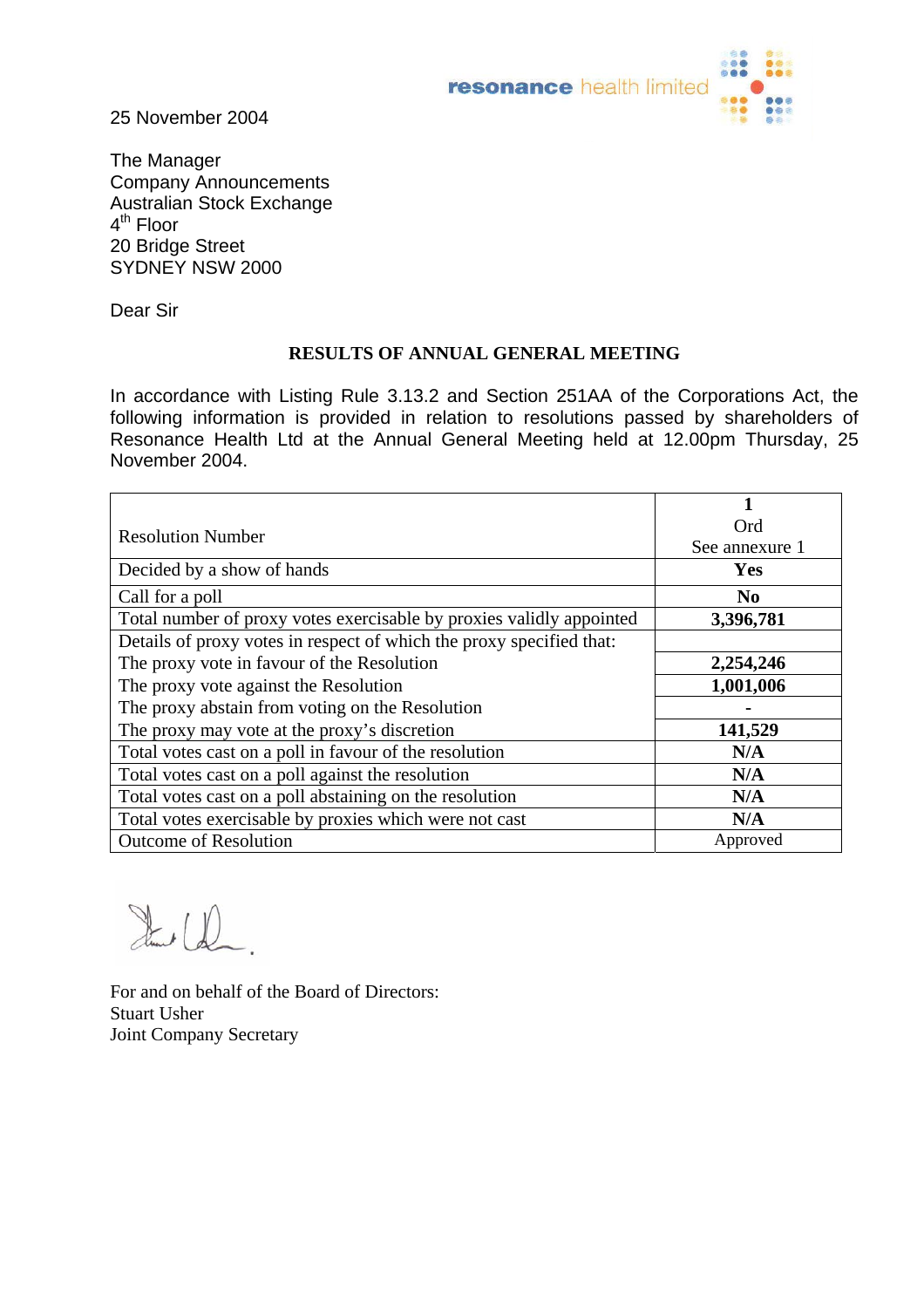resonance health limited

25 November 2004

The Manager
Company Announcements
Australian Stock Exchange
4th Floor
20 Bridge Street
SYDNEY NSW 2000

Dear Sir

**RESULTS OF ANNUAL GENERAL MEETING**

In accordance with Listing Rule 3.13.2 and Section 251AA of the Corporations Act, the following information is provided in relation to resolutions passed by shareholders of Resonance Health Ltd at the Annual General Meeting held at 12.00pm Thursday, 25 November 2004.

| Resolution Number | **1** Ord See annexure 1 |
|---|---|
| Decided by a show of hands | **Yes** |
| Call for a poll | **No** |
| Total number of proxy votes exercisable by proxies validly appointed | **3,396,781** |
| Details of proxy votes in respect of which the proxy specified that: | |
| The proxy vote in favour of the Resolution | **2,254,246** |
| The proxy vote against the Resolution | **1,001,006** |
| The proxy abstain from voting on the Resolution | **-** |
| The proxy may vote at the proxy's discretion | **141,529** |
| Total votes cast on a poll in favour of the resolution | **N/A** |
| Total votes cast on a poll against the resolution | **N/A** |
| Total votes cast on a poll abstaining on the resolution | **N/A** |
| Total votes exercisable by proxies which were not cast | **N/A** |
| Outcome of Resolution | Approved |

For and on behalf of the Board of Directors:
Stuart Usher
Joint Company Secretary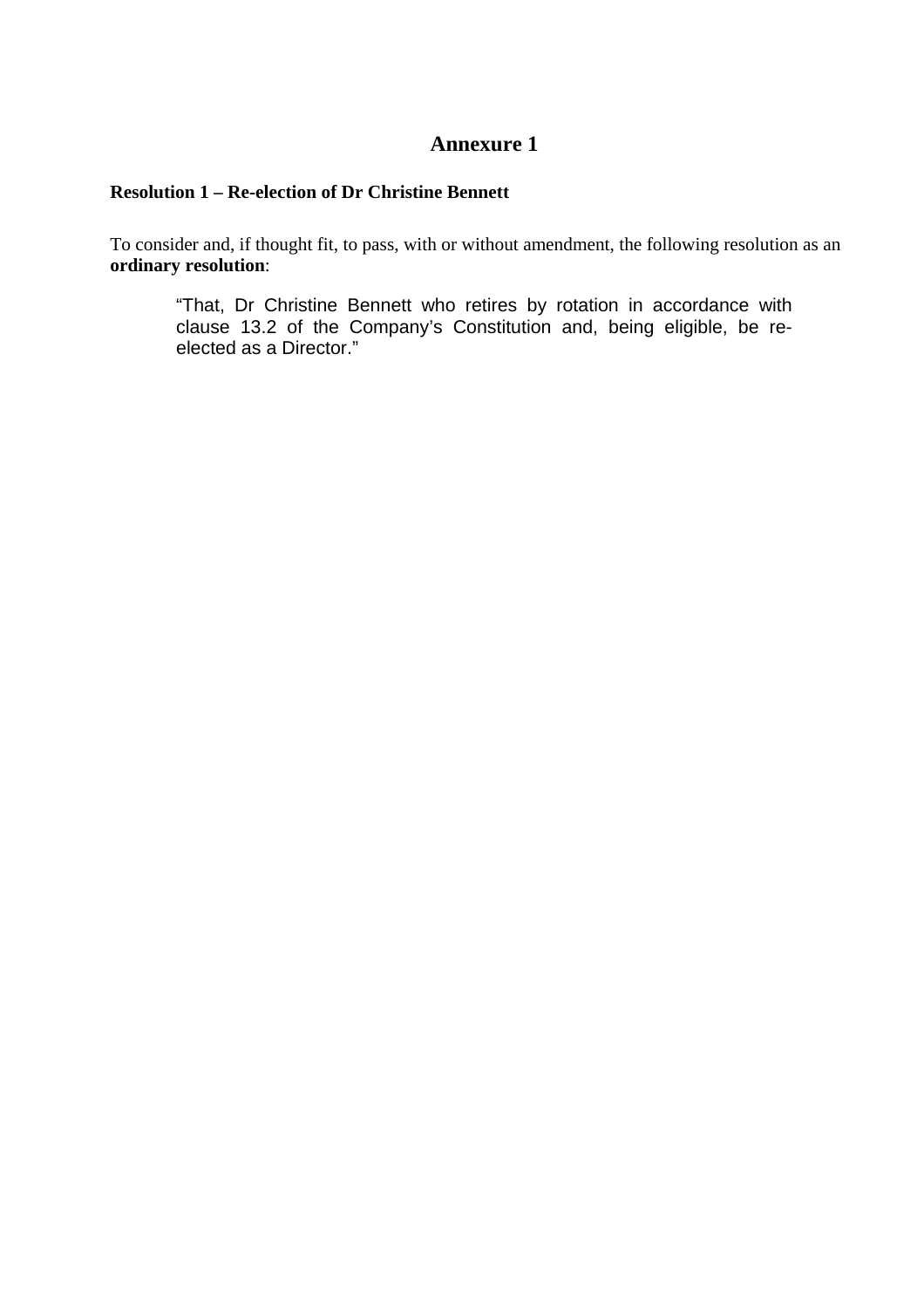# Annexure 1

**Resolution 1 – Re-election of Dr Christine Bennett**

To consider and, if thought fit, to pass, with or without amendment, the following resolution as an **ordinary resolution**:

> "That, Dr Christine Bennett who retires by rotation in accordance with clause 13.2 of the Company's Constitution and, being eligible, be re-elected as a Director."